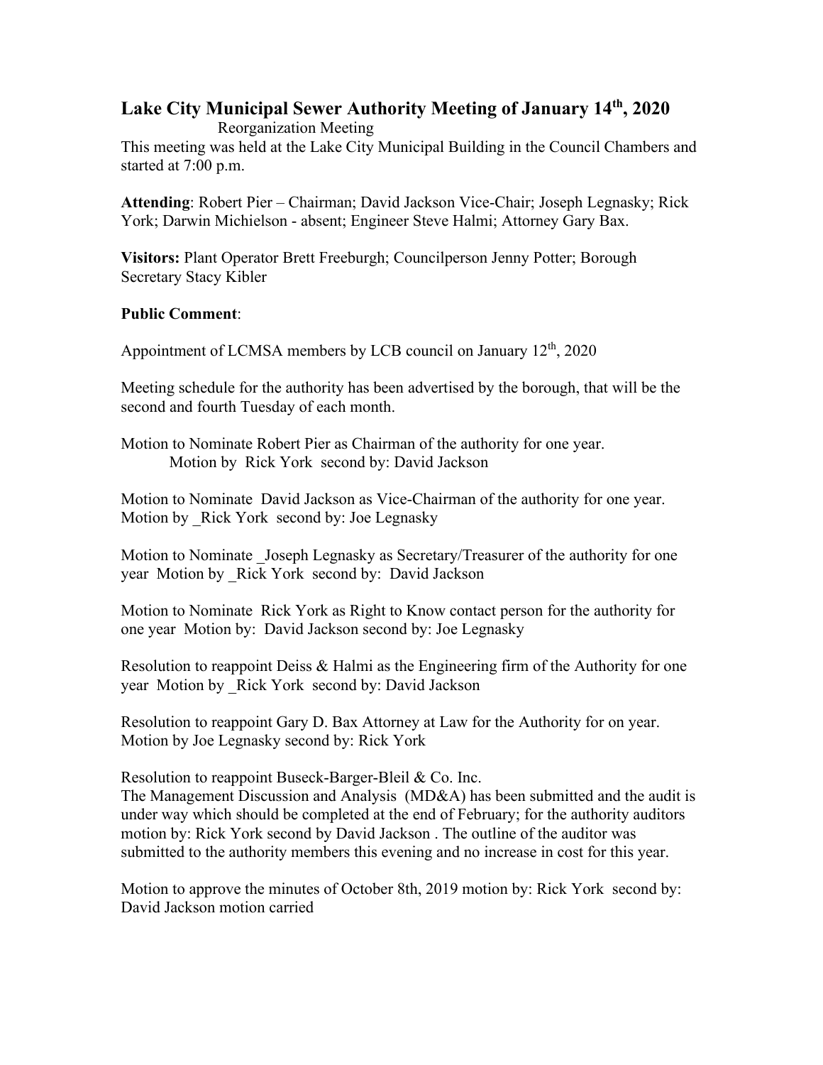# Lake City Municipal Sewer Authority Meeting of January 14th, 2020

Reorganization Meeting

This meeting was held at the Lake City Municipal Building in the Council Chambers and started at 7:00 p.m.

**Attending**: Robert Pier – Chairman; David Jackson Vice-Chair; Joseph Legnasky; Rick York; Darwin Michielson - absent; Engineer Steve Halmi; Attorney Gary Bax.

**Visitors:** Plant Operator Brett Freeburgh; Councilperson Jenny Potter; Borough Secretary Stacy Kibler

**Public Comment**:

Appointment of LCMSA members by LCB council on January 12th, 2020

Meeting schedule for the authority has been advertised by the borough, that will be the second and fourth Tuesday of each month.

Motion to Nominate Robert Pier as Chairman of the authority for one year.
Motion by Rick York second by: David Jackson

Motion to Nominate David Jackson as Vice-Chairman of the authority for one year.
Motion by _Rick York second by: Joe Legnasky

Motion to Nominate _Joseph Legnasky as Secretary/Treasurer of the authority for one year Motion by _Rick York second by: David Jackson

Motion to Nominate Rick York as Right to Know contact person for the authority for one year Motion by: David Jackson second by: Joe Legnasky

Resolution to reappoint Deiss & Halmi as the Engineering firm of the Authority for one year Motion by _Rick York second by: David Jackson

Resolution to reappoint Gary D. Bax Attorney at Law for the Authority for on year.
Motion by Joe Legnasky second by: Rick York

Resolution to reappoint Buseck-Barger-Bleil & Co. Inc.
The Management Discussion and Analysis (MD&A) has been submitted and the audit is under way which should be completed at the end of February; for the authority auditors motion by: Rick York second by David Jackson . The outline of the auditor was submitted to the authority members this evening and no increase in cost for this year.

Motion to approve the minutes of October 8th, 2019 motion by: Rick York second by: David Jackson motion carried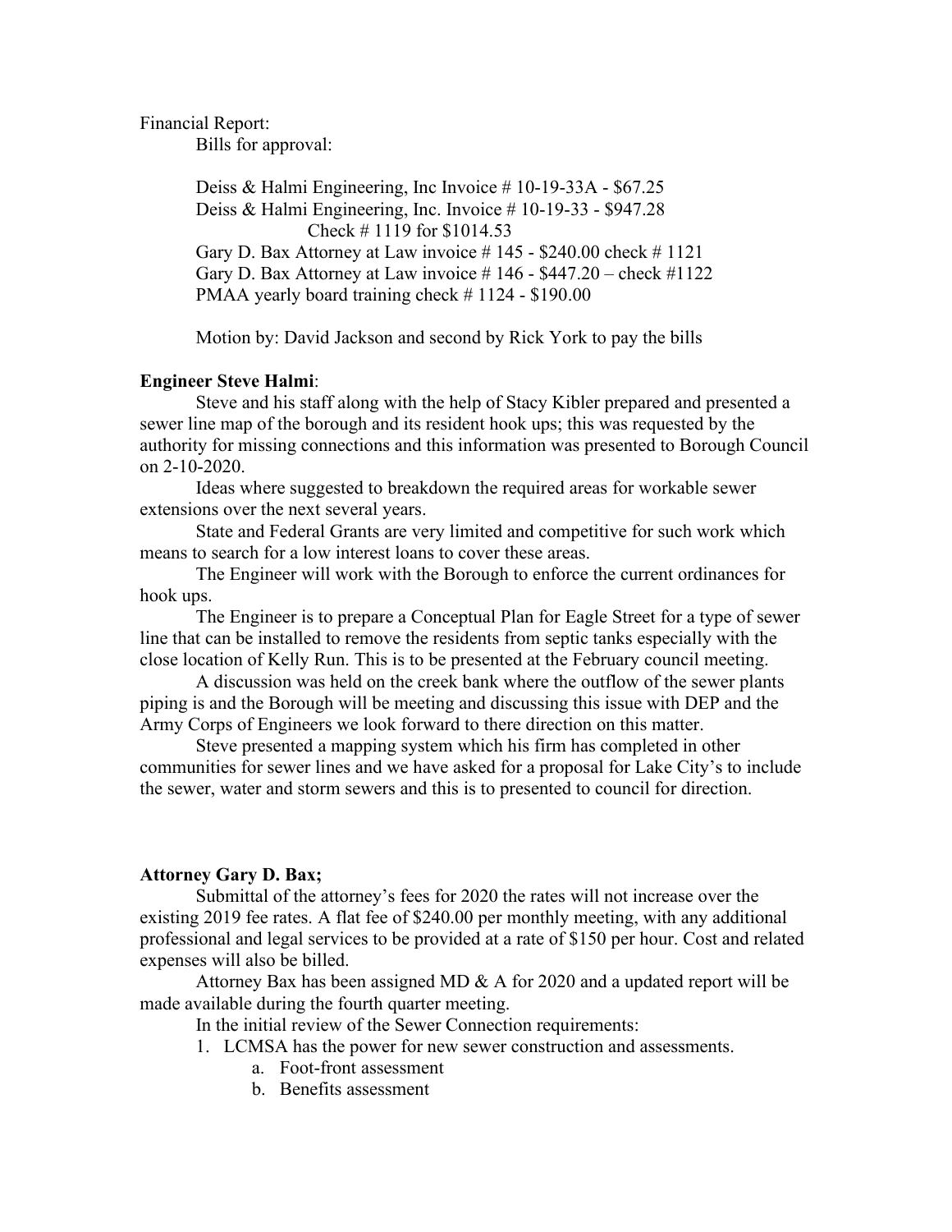Financial Report:

Bills for approval:

Deiss & Halmi Engineering, Inc Invoice # 10-19-33A - $67.25
Deiss & Halmi Engineering, Inc. Invoice # 10-19-33 - $947.28
Check # 1119 for $1014.53
Gary D. Bax Attorney at Law invoice # 145 - $240.00 check # 1121
Gary D. Bax Attorney at Law invoice # 146 - $447.20 – check #1122
PMAA yearly board training check # 1124 - $190.00

Motion by: David Jackson and second by Rick York to pay the bills

**Engineer Steve Halmi**:

Steve and his staff along with the help of Stacy Kibler prepared and presented a sewer line map of the borough and its resident hook ups; this was requested by the authority for missing connections and this information was presented to Borough Council on 2-10-2020.

Ideas where suggested to breakdown the required areas for workable sewer extensions over the next several years.

State and Federal Grants are very limited and competitive for such work which means to search for a low interest loans to cover these areas.

The Engineer will work with the Borough to enforce the current ordinances for hook ups.

The Engineer is to prepare a Conceptual Plan for Eagle Street for a type of sewer line that can be installed to remove the residents from septic tanks especially with the close location of Kelly Run. This is to be presented at the February council meeting.

A discussion was held on the creek bank where the outflow of the sewer plants piping is and the Borough will be meeting and discussing this issue with DEP and the Army Corps of Engineers we look forward to there direction on this matter.

Steve presented a mapping system which his firm has completed in other communities for sewer lines and we have asked for a proposal for Lake City's to include the sewer, water and storm sewers and this is to presented to council for direction.

**Attorney Gary D. Bax;**

Submittal of the attorney's fees for 2020 the rates will not increase over the existing 2019 fee rates. A flat fee of $240.00 per monthly meeting, with any additional professional and legal services to be provided at a rate of $150 per hour. Cost and related expenses will also be billed.

Attorney Bax has been assigned MD & A for 2020 and a updated report will be made available during the fourth quarter meeting.

In the initial review of the Sewer Connection requirements:

1. LCMSA has the power for new sewer construction and assessments.
    a. Foot-front assessment
    b. Benefits assessment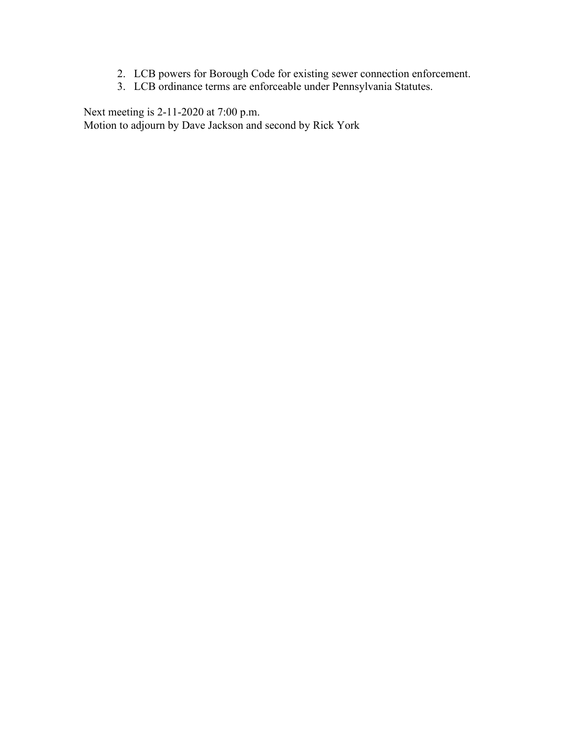2. LCB powers for Borough Code for existing sewer connection enforcement.
3. LCB ordinance terms are enforceable under Pennsylvania Statutes.

Next meeting is 2-11-2020 at 7:00 p.m.
Motion to adjourn by Dave Jackson and second by Rick York